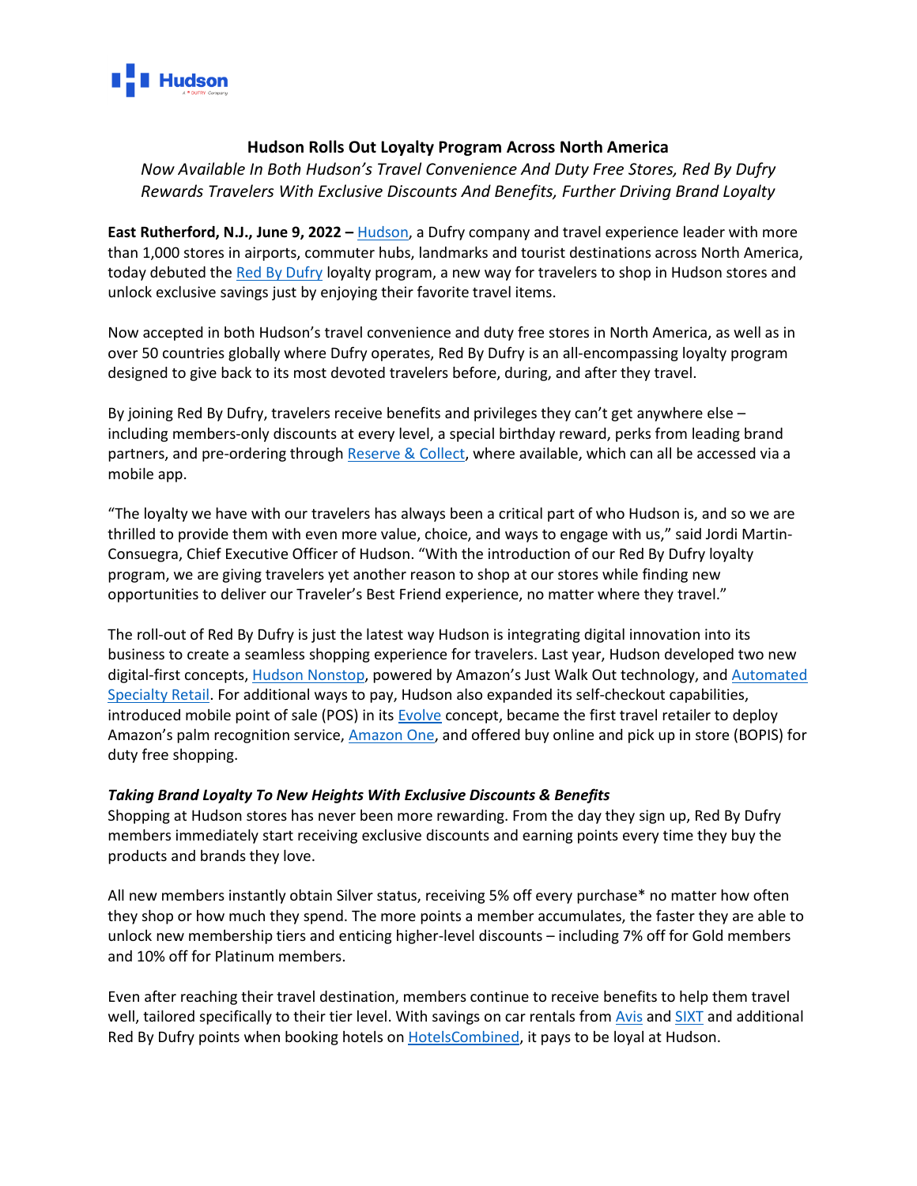# Hudson Rolls Out Loyalty Program Across North America

*Now Available In Both Hudson's Travel Convenience And Duty Free Stores, Red By Dufry Rewards Travelers With Exclusive Discounts And Benefits, Further Driving Brand Loyalty*

**East Rutherford, N.J., June 9, 2022 –** Hudson, a Dufry company and travel experience leader with more than 1,000 stores in airports, commuter hubs, landmarks and tourist destinations across North America, today debuted the Red By Dufry loyalty program, a new way for travelers to shop in Hudson stores and unlock exclusive savings just by enjoying their favorite travel items.

Now accepted in both Hudson's travel convenience and duty free stores in North America, as well as in over 50 countries globally where Dufry operates, Red By Dufry is an all-encompassing loyalty program designed to give back to its most devoted travelers before, during, and after they travel.

By joining Red By Dufry, travelers receive benefits and privileges they can't get anywhere else – including members-only discounts at every level, a special birthday reward, perks from leading brand partners, and pre-ordering through Reserve & Collect, where available, which can all be accessed via a mobile app.

"The loyalty we have with our travelers has always been a critical part of who Hudson is, and so we are thrilled to provide them with even more value, choice, and ways to engage with us," said Jordi Martin-Consuegra, Chief Executive Officer of Hudson. "With the introduction of our Red By Dufry loyalty program, we are giving travelers yet another reason to shop at our stores while finding new opportunities to deliver our Traveler's Best Friend experience, no matter where they travel."

The roll-out of Red By Dufry is just the latest way Hudson is integrating digital innovation into its business to create a seamless shopping experience for travelers. Last year, Hudson developed two new digital-first concepts, Hudson Nonstop, powered by Amazon's Just Walk Out technology, and Automated Specialty Retail. For additional ways to pay, Hudson also expanded its self-checkout capabilities, introduced mobile point of sale (POS) in its Evolve concept, became the first travel retailer to deploy Amazon's palm recognition service, Amazon One, and offered buy online and pick up in store (BOPIS) for duty free shopping.

### *Taking Brand Loyalty To New Heights With Exclusive Discounts & Benefits*

Shopping at Hudson stores has never been more rewarding. From the day they sign up, Red By Dufry members immediately start receiving exclusive discounts and earning points every time they buy the products and brands they love.

All new members instantly obtain Silver status, receiving 5% off every purchase* no matter how often they shop or how much they spend. The more points a member accumulates, the faster they are able to unlock new membership tiers and enticing higher-level discounts – including 7% off for Gold members and 10% off for Platinum members.

Even after reaching their travel destination, members continue to receive benefits to help them travel well, tailored specifically to their tier level. With savings on car rentals from Avis and SIXT and additional Red By Dufry points when booking hotels on HotelsCombined, it pays to be loyal at Hudson.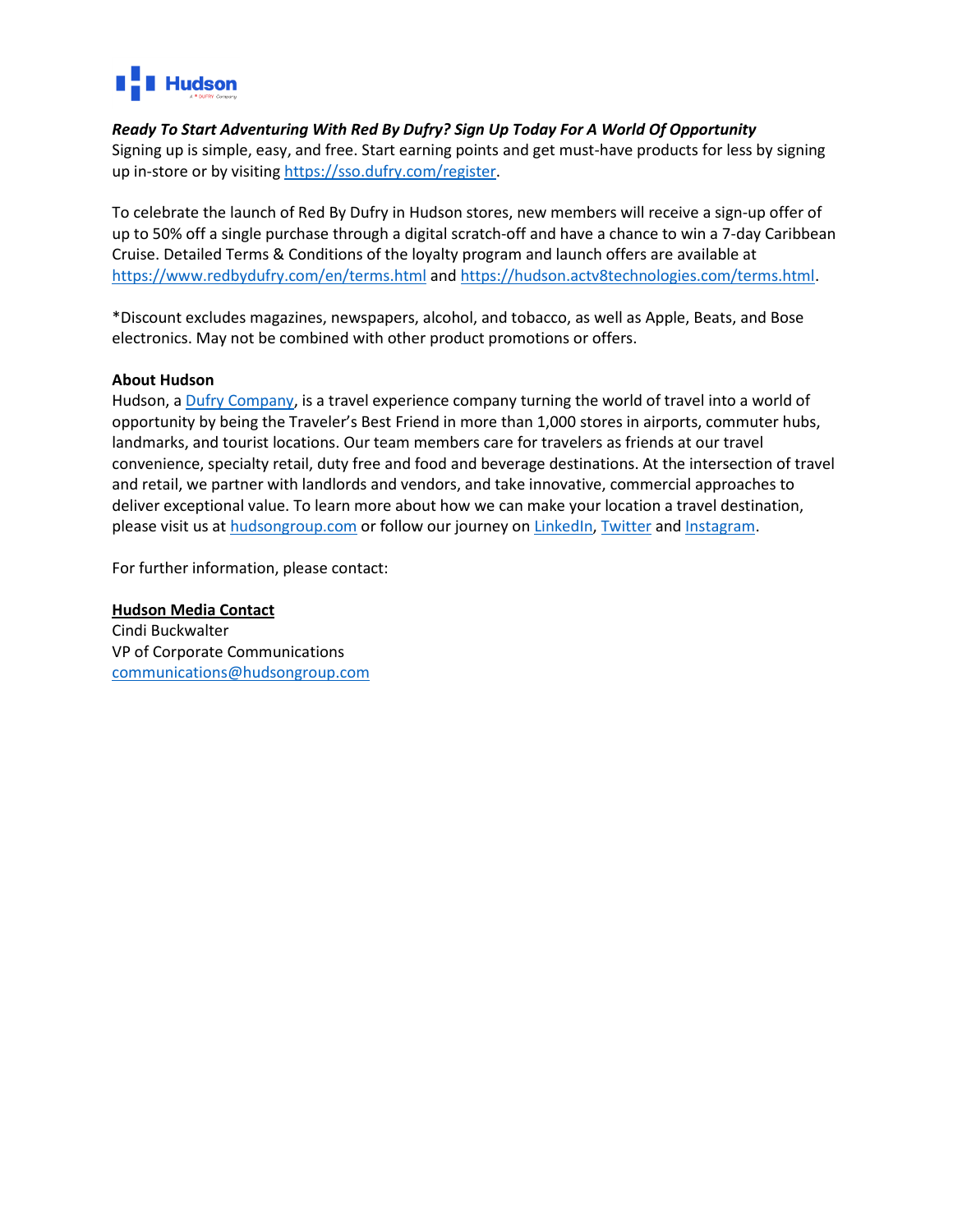***Ready To Start Adventuring With Red By Dufry? Sign Up Today For A World Of Opportunity***

Signing up is simple, easy, and free. Start earning points and get must-have products for less by signing up in-store or by visiting [https://sso.dufry.com/register](https://sso.dufry.com/register).

To celebrate the launch of Red By Dufry in Hudson stores, new members will receive a sign-up offer of up to 50% off a single purchase through a digital scratch-off and have a chance to win a 7-day Caribbean Cruise. Detailed Terms & Conditions of the loyalty program and launch offers are available at [https://www.redbydufry.com/en/terms.html](https://www.redbydufry.com/en/terms.html) and [https://hudson.actv8technologies.com/terms.html](https://hudson.actv8technologies.com/terms.html).

*Discount excludes magazines, newspapers, alcohol, and tobacco, as well as Apple, Beats, and Bose electronics. May not be combined with other product promotions or offers.

**About Hudson**

Hudson, a Dufry Company, is a travel experience company turning the world of travel into a world of opportunity by being the Traveler's Best Friend in more than 1,000 stores in airports, commuter hubs, landmarks, and tourist locations. Our team members care for travelers as friends at our travel convenience, specialty retail, duty free and food and beverage destinations. At the intersection of travel and retail, we partner with landlords and vendors, and take innovative, commercial approaches to deliver exceptional value. To learn more about how we can make your location a travel destination, please visit us at hudsongroup.com or follow our journey on LinkedIn, Twitter and Instagram.

For further information, please contact:

**Hudson Media Contact**

Cindi Buckwalter
VP of Corporate Communications
communications@hudsongroup.com